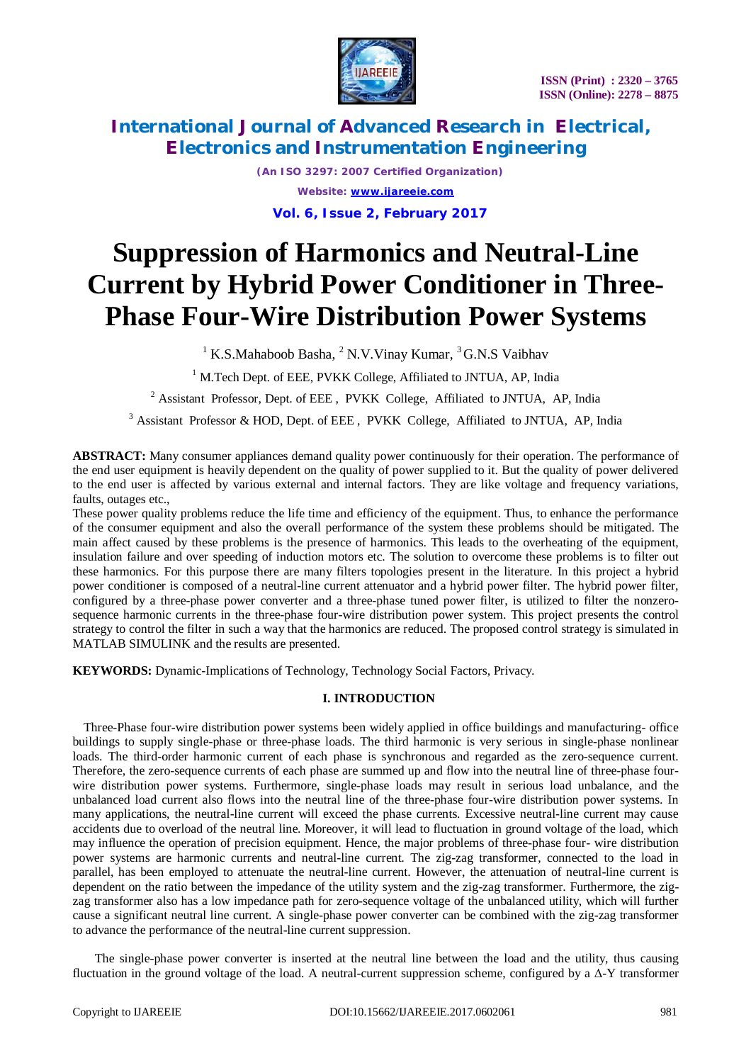# Suppression of Harmonics and Neutral-Line Current by Hybrid Power Conditioner in Three-Phase Four-Wire Distribution Power Systems

[1] K.S.Mahaboob Basha, [2] N.V.Vinay Kumar, [3] G.N.S Vaibhav

[1] M.Tech Dept. of EEE, PVKK College, Affiliated to JNTUA, AP, India

[2] Assistant Professor, Dept. of EEE , PVKK College, Affiliated to JNTUA, AP, India

[3] Assistant Professor & HOD, Dept. of EEE , PVKK College, Affiliated to JNTUA, AP, India

**ABSTRACT:** Many consumer appliances demand quality power continuously for their operation. The performance of the end user equipment is heavily dependent on the quality of power supplied to it. But the quality of power delivered to the end user is affected by various external and internal factors. They are like voltage and frequency variations, faults, outages etc.,

These power quality problems reduce the life time and efficiency of the equipment. Thus, to enhance the performance of the consumer equipment and also the overall performance of the system these problems should be mitigated. The main affect caused by these problems is the presence of harmonics. This leads to the overheating of the equipment, insulation failure and over speeding of induction motors etc. The solution to overcome these problems is to filter out these harmonics. For this purpose there are many filters topologies present in the literature. In this project a hybrid power conditioner is composed of a neutral-line current attenuator and a hybrid power filter. The hybrid power filter, configured by a three-phase power converter and a three-phase tuned power filter, is utilized to filter the nonzero-sequence harmonic currents in the three-phase four-wire distribution power system. This project presents the control strategy to control the filter in such a way that the harmonics are reduced. The proposed control strategy is simulated in MATLAB SIMULINK and the results are presented.

**KEYWORDS:** Dynamic-Implications of Technology, Technology Social Factors, Privacy.

## I. INTRODUCTION

Three-Phase four-wire distribution power systems been widely applied in office buildings and manufacturing- office buildings to supply single-phase or three-phase loads. The third harmonic is very serious in single-phase nonlinear loads. The third-order harmonic current of each phase is synchronous and regarded as the zero-sequence current. Therefore, the zero-sequence currents of each phase are summed up and flow into the neutral line of three-phase four-wire distribution power systems. Furthermore, single-phase loads may result in serious load unbalance, and the unbalanced load current also flows into the neutral line of the three-phase four-wire distribution power systems. In many applications, the neutral-line current will exceed the phase currents. Excessive neutral-line current may cause accidents due to overload of the neutral line. Moreover, it will lead to fluctuation in ground voltage of the load, which may influence the operation of precision equipment. Hence, the major problems of three-phase four- wire distribution power systems are harmonic currents and neutral-line current. The zig-zag transformer, connected to the load in parallel, has been employed to attenuate the neutral-line current. However, the attenuation of neutral-line current is dependent on the ratio between the impedance of the utility system and the zig-zag transformer. Furthermore, the zig-zag transformer also has a low impedance path for zero-sequence voltage of the unbalanced utility, which will further cause a significant neutral line current. A single-phase power converter can be combined with the zig-zag transformer to advance the performance of the neutral-line current suppression.

The single-phase power converter is inserted at the neutral line between the load and the utility, thus causing fluctuation in the ground voltage of the load. A neutral-current suppression scheme, configured by a Δ-Y transformer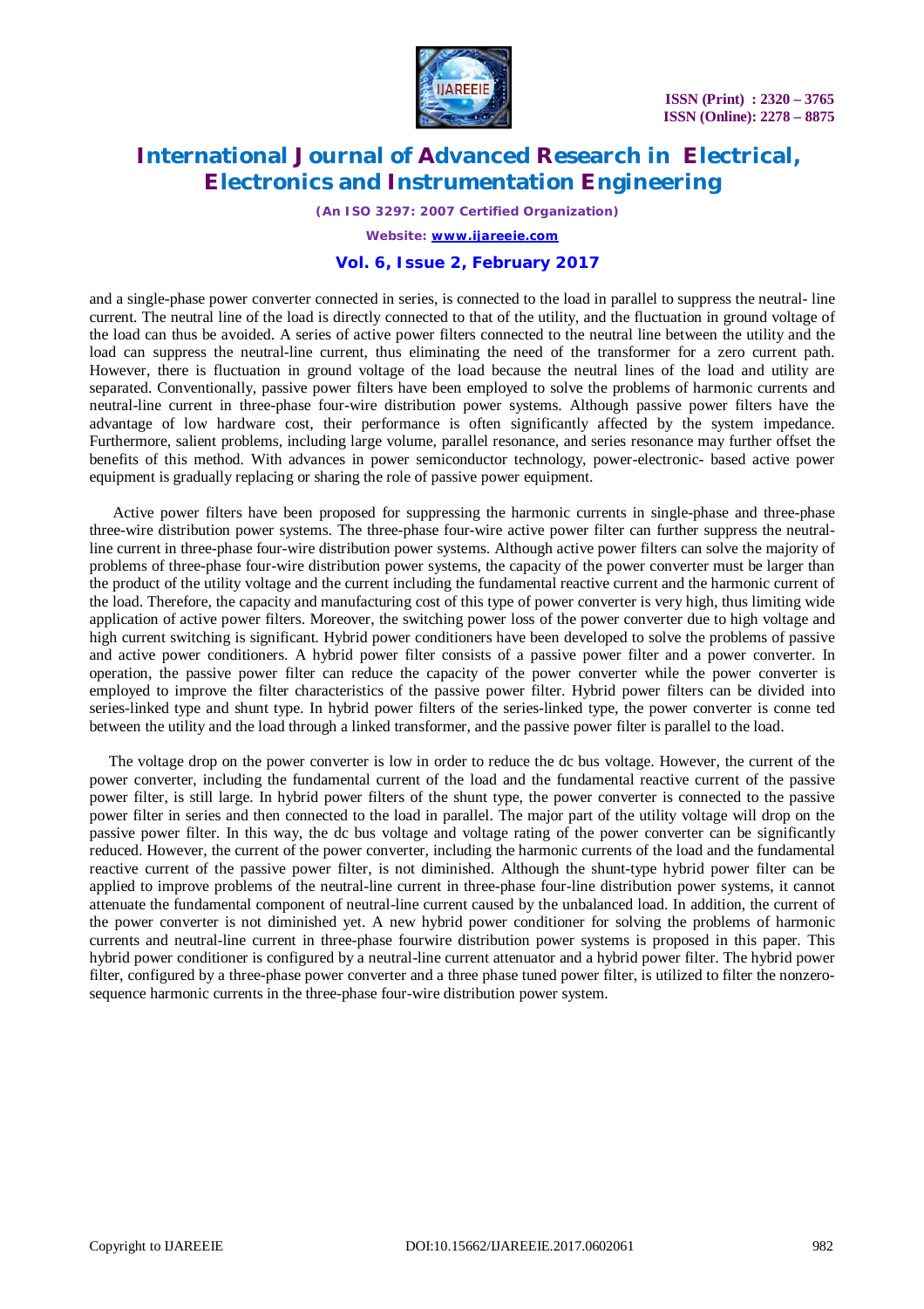and a single-phase power converter connected in series, is connected to the load in parallel to suppress the neutral- line current. The neutral line of the load is directly connected to that of the utility, and the fluctuation in ground voltage of the load can thus be avoided. A series of active power filters connected to the neutral line between the utility and the load can suppress the neutral-line current, thus eliminating the need of the transformer for a zero current path. However, there is fluctuation in ground voltage of the load because the neutral lines of the load and utility are separated. Conventionally, passive power filters have been employed to solve the problems of harmonic currents and neutral-line current in three-phase four-wire distribution power systems. Although passive power filters have the advantage of low hardware cost, their performance is often significantly affected by the system impedance. Furthermore, salient problems, including large volume, parallel resonance, and series resonance may further offset the benefits of this method. With advances in power semiconductor technology, power-electronic- based active power equipment is gradually replacing or sharing the role of passive power equipment.

Active power filters have been proposed for suppressing the harmonic currents in single-phase and three-phase three-wire distribution power systems. The three-phase four-wire active power filter can further suppress the neutral-line current in three-phase four-wire distribution power systems. Although active power filters can solve the majority of problems of three-phase four-wire distribution power systems, the capacity of the power converter must be larger than the product of the utility voltage and the current including the fundamental reactive current and the harmonic current of the load. Therefore, the capacity and manufacturing cost of this type of power converter is very high, thus limiting wide application of active power filters. Moreover, the switching power loss of the power converter due to high voltage and high current switching is significant. Hybrid power conditioners have been developed to solve the problems of passive and active power conditioners. A hybrid power filter consists of a passive power filter and a power converter. In operation, the passive power filter can reduce the capacity of the power converter while the power converter is employed to improve the filter characteristics of the passive power filter. Hybrid power filters can be divided into series-linked type and shunt type. In hybrid power filters of the series-linked type, the power converter is conne ted between the utility and the load through a linked transformer, and the passive power filter is parallel to the load.

The voltage drop on the power converter is low in order to reduce the dc bus voltage. However, the current of the power converter, including the fundamental current of the load and the fundamental reactive current of the passive power filter, is still large. In hybrid power filters of the shunt type, the power converter is connected to the passive power filter in series and then connected to the load in parallel. The major part of the utility voltage will drop on the passive power filter. In this way, the dc bus voltage and voltage rating of the power converter can be significantly reduced. However, the current of the power converter, including the harmonic currents of the load and the fundamental reactive current of the passive power filter, is not diminished. Although the shunt-type hybrid power filter can be applied to improve problems of the neutral-line current in three-phase four-line distribution power systems, it cannot attenuate the fundamental component of neutral-line current caused by the unbalanced load. In addition, the current of the power converter is not diminished yet. A new hybrid power conditioner for solving the problems of harmonic currents and neutral-line current in three-phase fourwire distribution power systems is proposed in this paper. This hybrid power conditioner is configured by a neutral-line current attenuator and a hybrid power filter. The hybrid power filter, configured by a three-phase power converter and a three phase tuned power filter, is utilized to filter the nonzero-sequence harmonic currents in the three-phase four-wire distribution power system.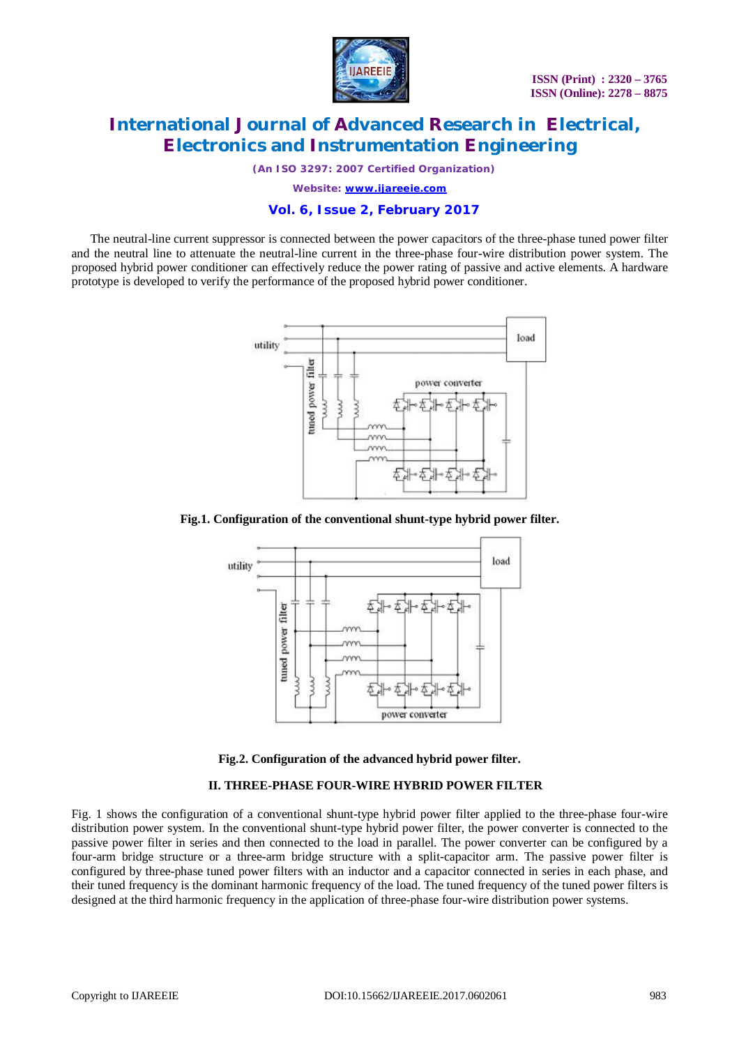The neutral-line current suppressor is connected between the power capacitors of the three-phase tuned power filter and the neutral line to attenuate the neutral-line current in the three-phase four-wire distribution power system. The proposed hybrid power conditioner can effectively reduce the power rating of passive and active elements. A hardware prototype is developed to verify the performance of the proposed hybrid power conditioner.

**Fig.1. Configuration of the conventional shunt-type hybrid power filter.**

**Fig.2. Configuration of the advanced hybrid power filter.**

## II. THREE-PHASE FOUR-WIRE HYBRID POWER FILTER

Fig. 1 shows the configuration of a conventional shunt-type hybrid power filter applied to the three-phase four-wire distribution power system. In the conventional shunt-type hybrid power filter, the power converter is connected to the passive power filter in series and then connected to the load in parallel. The power converter can be configured by a four-arm bridge structure or a three-arm bridge structure with a split-capacitor arm. The passive power filter is configured by three-phase tuned power filters with an inductor and a capacitor connected in series in each phase, and their tuned frequency is the dominant harmonic frequency of the load. The tuned frequency of the tuned power filters is designed at the third harmonic frequency in the application of three-phase four-wire distribution power systems.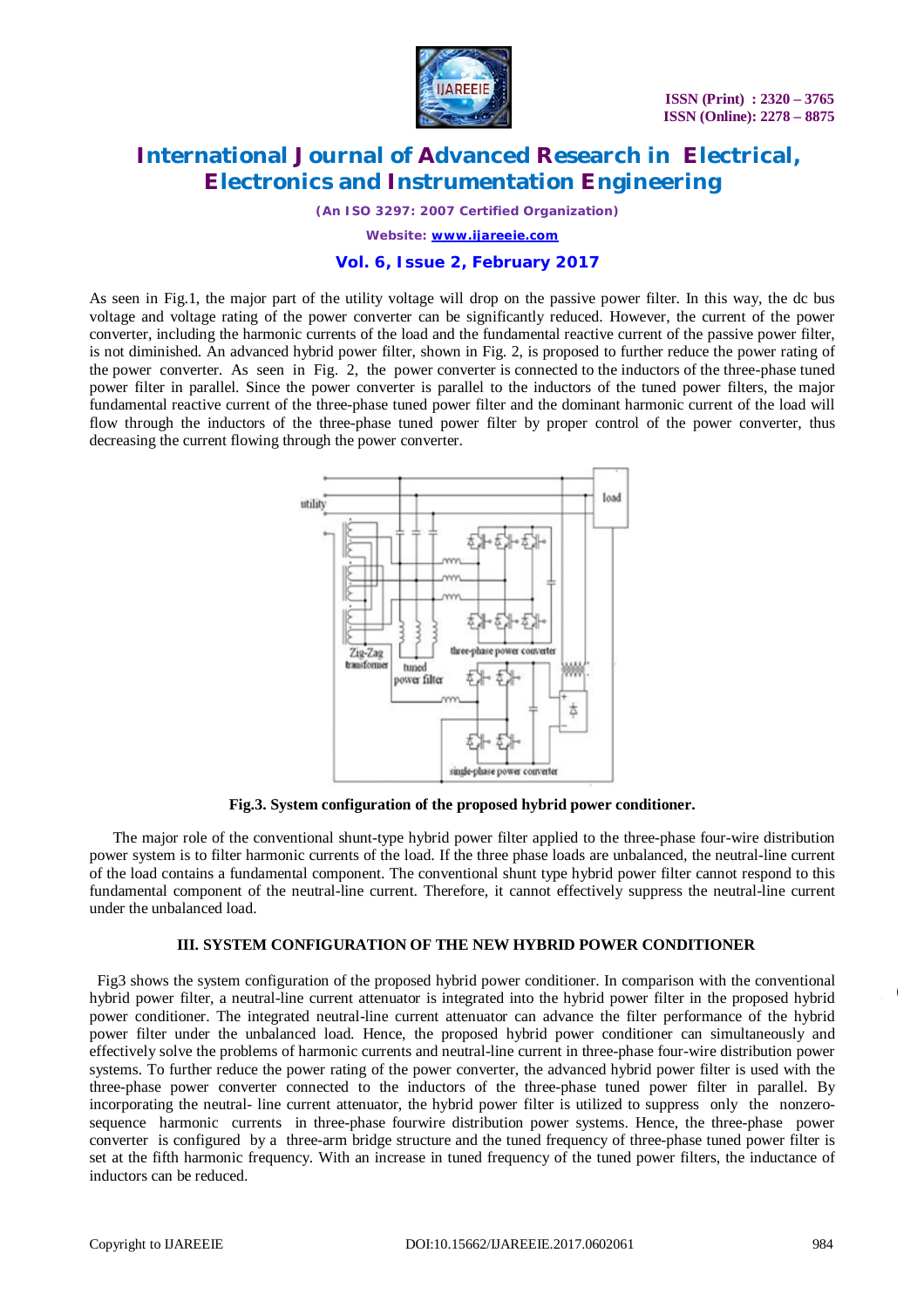As seen in Fig.1, the major part of the utility voltage will drop on the passive power filter. In this way, the dc bus voltage and voltage rating of the power converter can be significantly reduced. However, the current of the power converter, including the harmonic currents of the load and the fundamental reactive current of the passive power filter, is not diminished. An advanced hybrid power filter, shown in Fig. 2, is proposed to further reduce the power rating of the power converter. As seen in Fig. 2, the power converter is connected to the inductors of the three-phase tuned power filter in parallel. Since the power converter is parallel to the inductors of the tuned power filters, the major fundamental reactive current of the three-phase tuned power filter and the dominant harmonic current of the load will flow through the inductors of the three-phase tuned power filter by proper control of the power converter, thus decreasing the current flowing through the power converter.

**Fig.3. System configuration of the proposed hybrid power conditioner.**

The major role of the conventional shunt-type hybrid power filter applied to the three-phase four-wire distribution power system is to filter harmonic currents of the load. If the three phase loads are unbalanced, the neutral-line current of the load contains a fundamental component. The conventional shunt type hybrid power filter cannot respond to this fundamental component of the neutral-line current. Therefore, it cannot effectively suppress the neutral-line current under the unbalanced load.

## III. SYSTEM CONFIGURATION OF THE NEW HYBRID POWER CONDITIONER

Fig3 shows the system configuration of the proposed hybrid power conditioner. In comparison with the conventional hybrid power filter, a neutral-line current attenuator is integrated into the hybrid power filter in the proposed hybrid power conditioner. The integrated neutral-line current attenuator can advance the filter performance of the hybrid power filter under the unbalanced load. Hence, the proposed hybrid power conditioner can simultaneously and effectively solve the problems of harmonic currents and neutral-line current in three-phase four-wire distribution power systems. To further reduce the power rating of the power converter, the advanced hybrid power filter is used with the three-phase power converter connected to the inductors of the three-phase tuned power filter in parallel. By incorporating the neutral- line current attenuator, the hybrid power filter is utilized to suppress only the nonzero-sequence harmonic currents in three-phase fourwire distribution power systems. Hence, the three-phase power converter is configured by a three-arm bridge structure and the tuned frequency of three-phase tuned power filter is set at the fifth harmonic frequency. With an increase in tuned frequency of the tuned power filters, the inductance of inductors can be reduced.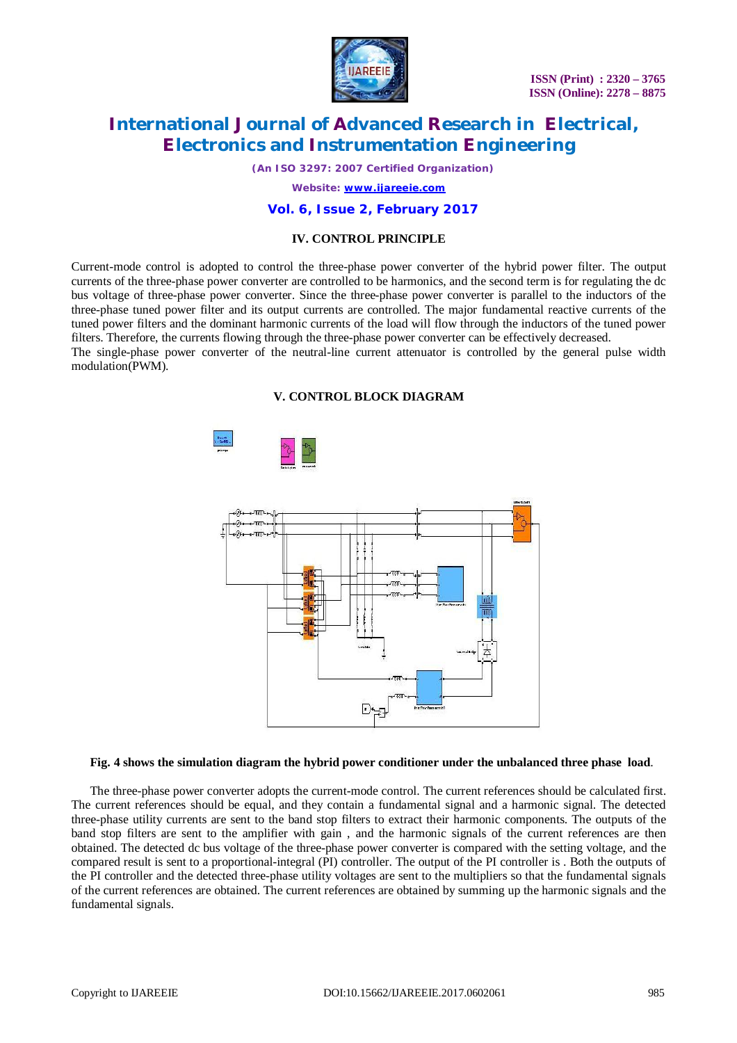## IV. CONTROL PRINCIPLE

Current-mode control is adopted to control the three-phase power converter of the hybrid power filter. The output currents of the three-phase power converter are controlled to be harmonics, and the second term is for regulating the dc bus voltage of three-phase power converter. Since the three-phase power converter is parallel to the inductors of the three-phase tuned power filter and its output currents are controlled. The major fundamental reactive currents of the tuned power filters and the dominant harmonic currents of the load will flow through the inductors of the tuned power filters. Therefore, the currents flowing through the three-phase power converter can be effectively decreased.
The single-phase power converter of the neutral-line current attenuator is controlled by the general pulse width modulation(PWM).

## V. CONTROL BLOCK DIAGRAM

**Fig. 4 shows the simulation diagram the hybrid power conditioner under the unbalanced three phase load**.

The three-phase power converter adopts the current-mode control. The current references should be calculated first. The current references should be equal, and they contain a fundamental signal and a harmonic signal. The detected three-phase utility currents are sent to the band stop filters to extract their harmonic components. The outputs of the band stop filters are sent to the amplifier with gain , and the harmonic signals of the current references are then obtained. The detected dc bus voltage of the three-phase power converter is compared with the setting voltage, and the compared result is sent to a proportional-integral (PI) controller. The output of the PI controller is . Both the outputs of the PI controller and the detected three-phase utility voltages are sent to the multipliers so that the fundamental signals of the current references are obtained. The current references are obtained by summing up the harmonic signals and the fundamental signals.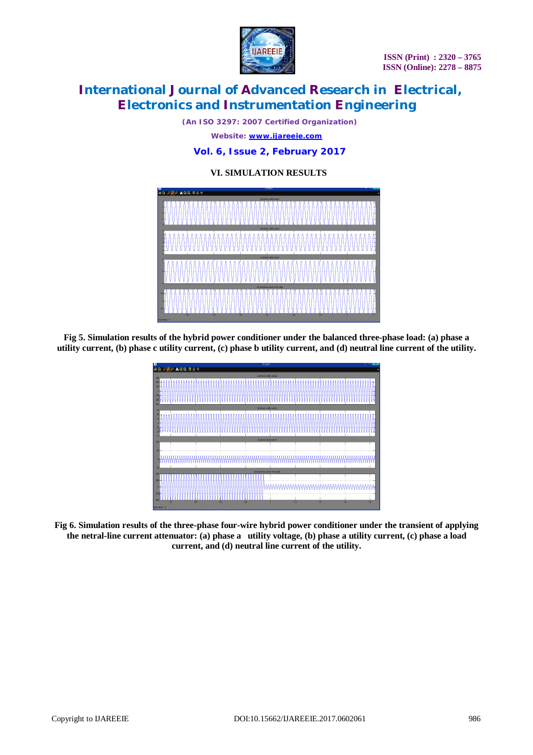## VI. SIMULATION RESULTS

Fig 5. Simulation results of the hybrid power conditioner under the balanced three-phase load: (a) phase a utility current, (b) phase c utility current, (c) phase b utility current, and (d) neutral line current of the utility.

Fig 6. Simulation results of the three-phase four-wire hybrid power conditioner under the transient of applying the netral-line current attenuator: (a) phase a utility voltage, (b) phase a utility current, (c) phase a load current, and (d) neutral line current of the utility.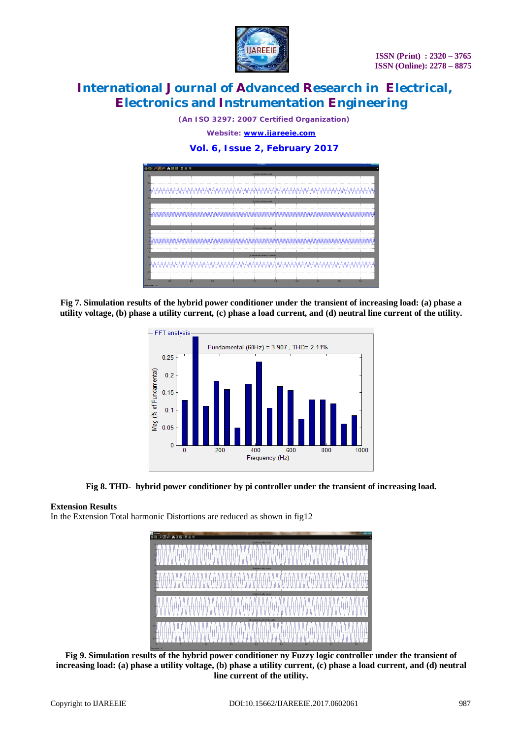Fig 7. Simulation results of the hybrid power conditioner under the transient of increasing load: (a) phase a utility voltage, (b) phase a utility current, (c) phase a load current, and (d) neutral line current of the utility.

Fig 8. THD- hybrid power conditioner by pi controller under the transient of increasing load.

**Extension Results**

In the Extension Total harmonic Distortions are reduced as shown in fig12

Fig 9. Simulation results of the hybrid power conditioner ny Fuzzy logic controller under the transient of increasing load: (a) phase a utility voltage, (b) phase a utility current, (c) phase a load current, and (d) neutral line current of the utility.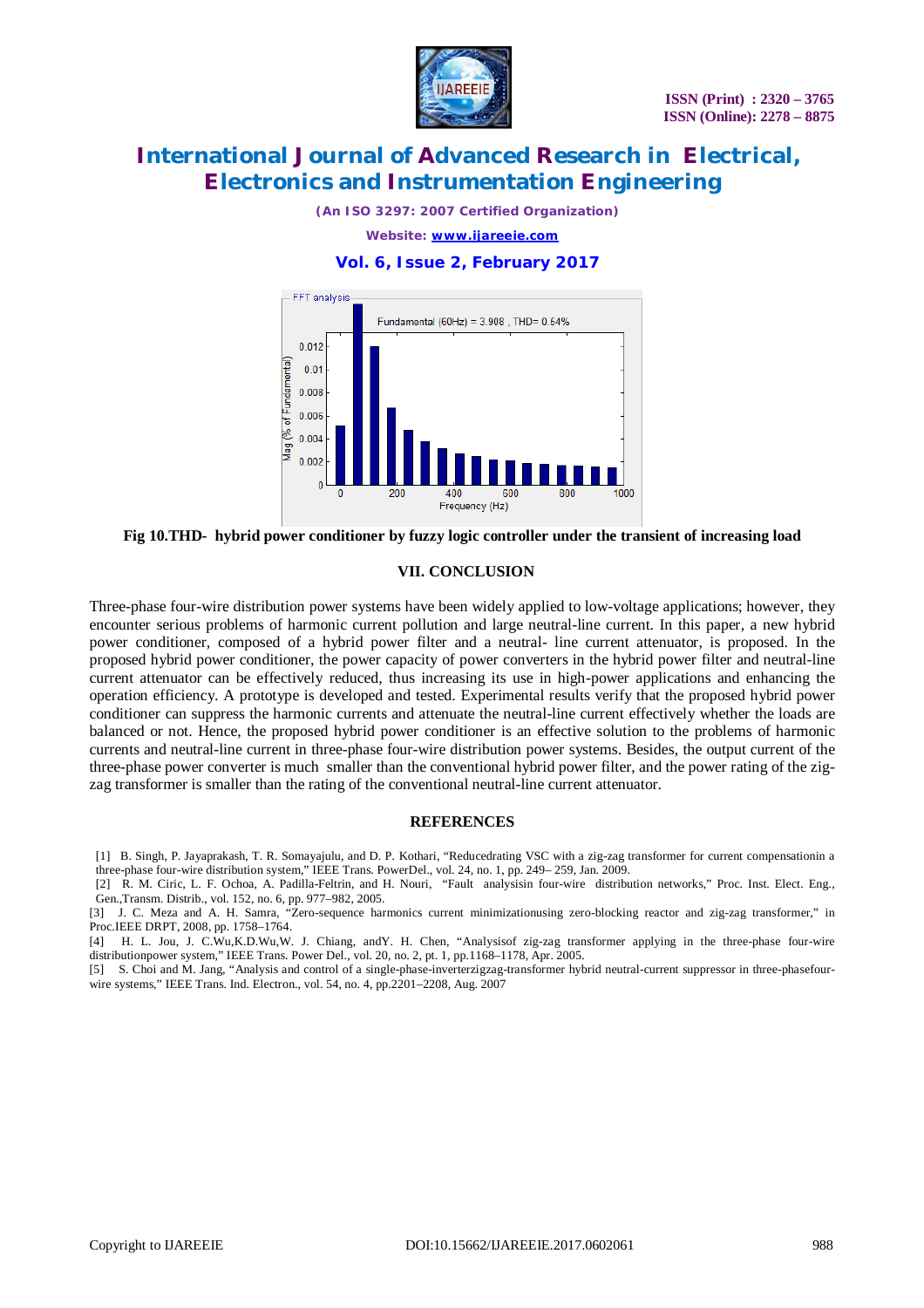FFT analysis

Fundamental (60Hz) = 3.908 , THD= 0.64%

Mag (% of Fundamental)

0.012
0.01
0.008
0.006
0.004
0.002
0

0 200 400 600 800 1000

Frequency (Hz)

**Fig 10.THD- hybrid power conditioner by fuzzy logic controller under the transient of increasing load**

## VII. CONCLUSION

Three-phase four-wire distribution power systems have been widely applied to low-voltage applications; however, they encounter serious problems of harmonic current pollution and large neutral-line current. In this paper, a new hybrid power conditioner, composed of a hybrid power filter and a neutral- line current attenuator, is proposed. In the proposed hybrid power conditioner, the power capacity of power converters in the hybrid power filter and neutral-line current attenuator can be effectively reduced, thus increasing its use in high-power applications and enhancing the operation efficiency. A prototype is developed and tested. Experimental results verify that the proposed hybrid power conditioner can suppress the harmonic currents and attenuate the neutral-line current effectively whether the loads are balanced or not. Hence, the proposed hybrid power conditioner is an effective solution to the problems of harmonic currents and neutral-line current in three-phase four-wire distribution power systems. Besides, the output current of the three-phase power converter is much smaller than the conventional hybrid power filter, and the power rating of the zig-zag transformer is smaller than the rating of the conventional neutral-line current attenuator.

## REFERENCES

[1] B. Singh, P. Jayaprakash, T. R. Somayajulu, and D. P. Kothari, "Reducedrating VSC with a zig-zag transformer for current compensationin a three-phase four-wire distribution system," IEEE Trans. PowerDel., vol. 24, no. 1, pp. 249– 259, Jan. 2009.

[2] R. M. Ciric, L. F. Ochoa, A. Padilla-Feltrin, and H. Nouri, "Fault analysisin four-wire distribution networks," Proc. Inst. Elect. Eng., Gen.,Transm. Distrib., vol. 152, no. 6, pp. 977–982, 2005.

[3] J. C. Meza and A. H. Samra, "Zero-sequence harmonics current minimizationusing zero-blocking reactor and zig-zag transformer," in Proc.IEEE DRPT, 2008, pp. 1758–1764.

[4] H. L. Jou, J. C.Wu,K.D.Wu,W. J. Chiang, andY. H. Chen, "Analysisof zig-zag transformer applying in the three-phase four-wire distributionpower system," IEEE Trans. Power Del., vol. 20, no. 2, pt. 1, pp.1168–1178, Apr. 2005.

[5] S. Choi and M. Jang, "Analysis and control of a single-phase-inverterzigzag-transformer hybrid neutral-current suppressor in three-phasefour-wire systems," IEEE Trans. Ind. Electron., vol. 54, no. 4, pp.2201–2208, Aug. 2007